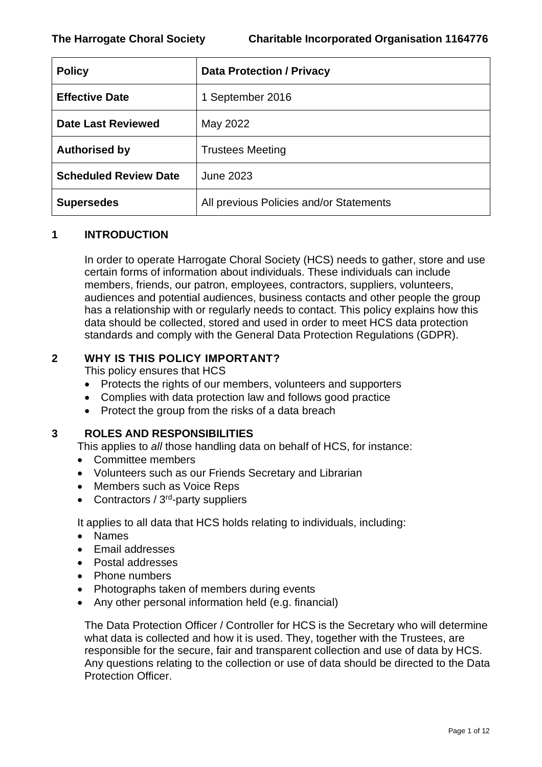**The Harrogate Choral Society** **Charitable Incorporated Organisation 1164776**

| **Policy** | **Data Protection / Privacy** |
|---|---|
| **Effective Date** | 1 September 2016 |
| **Date Last Reviewed** | May 2022 |
| **Authorised by** | Trustees Meeting |
| **Scheduled Review Date** | June 2023 |
| **Supersedes** | All previous Policies and/or Statements |

## 1 INTRODUCTION

In order to operate Harrogate Choral Society (HCS) needs to gather, store and use certain forms of information about individuals. These individuals can include members, friends, our patron, employees, contractors, suppliers, volunteers, audiences and potential audiences, business contacts and other people the group has a relationship with or regularly needs to contact. This policy explains how this data should be collected, stored and used in order to meet HCS data protection standards and comply with the General Data Protection Regulations (GDPR).

## 2 WHY IS THIS POLICY IMPORTANT?

This policy ensures that HCS

- Protects the rights of our members, volunteers and supporters
- Complies with data protection law and follows good practice
- Protect the group from the risks of a data breach

## 3 ROLES AND RESPONSIBILITIES

This applies to *all* those handling data on behalf of HCS, for instance:

- Committee members
- Volunteers such as our Friends Secretary and Librarian
- Members such as Voice Reps
- Contractors / 3rd-party suppliers

It applies to all data that HCS holds relating to individuals, including:

- Names
- Email addresses
- Postal addresses
- Phone numbers
- Photographs taken of members during events
- Any other personal information held (e.g. financial)

The Data Protection Officer / Controller for HCS is the Secretary who will determine what data is collected and how it is used. They, together with the Trustees, are responsible for the secure, fair and transparent collection and use of data by HCS. Any questions relating to the collection or use of data should be directed to the Data Protection Officer.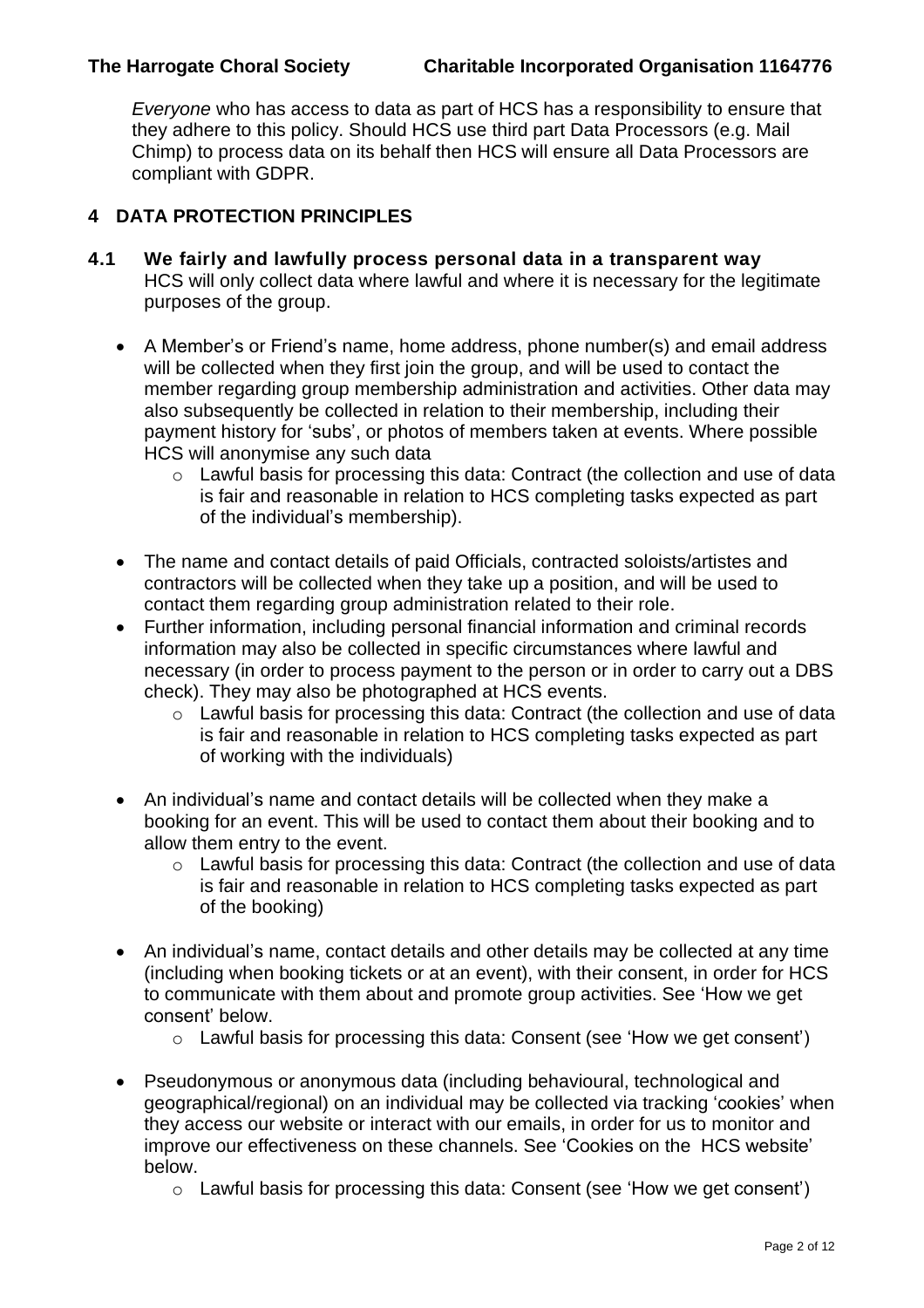*Everyone* who has access to data as part of HCS has a responsibility to ensure that they adhere to this policy. Should HCS use third part Data Processors (e.g. Mail Chimp) to process data on its behalf then HCS will ensure all Data Processors are compliant with GDPR.

## 4 DATA PROTECTION PRINCIPLES

### 4.1 We fairly and lawfully process personal data in a transparent way

HCS will only collect data where lawful and where it is necessary for the legitimate purposes of the group.

- A Member's or Friend's name, home address, phone number(s) and email address will be collected when they first join the group, and will be used to contact the member regarding group membership administration and activities. Other data may also subsequently be collected in relation to their membership, including their payment history for 'subs', or photos of members taken at events. Where possible HCS will anonymise any such data
  - Lawful basis for processing this data: Contract (the collection and use of data is fair and reasonable in relation to HCS completing tasks expected as part of the individual's membership).

- The name and contact details of paid Officials, contracted soloists/artistes and contractors will be collected when they take up a position, and will be used to contact them regarding group administration related to their role.
- Further information, including personal financial information and criminal records information may also be collected in specific circumstances where lawful and necessary (in order to process payment to the person or in order to carry out a DBS check). They may also be photographed at HCS events.
  - Lawful basis for processing this data: Contract (the collection and use of data is fair and reasonable in relation to HCS completing tasks expected as part of working with the individuals)

- An individual's name and contact details will be collected when they make a booking for an event. This will be used to contact them about their booking and to allow them entry to the event.
  - Lawful basis for processing this data: Contract (the collection and use of data is fair and reasonable in relation to HCS completing tasks expected as part of the booking)

- An individual's name, contact details and other details may be collected at any time (including when booking tickets or at an event), with their consent, in order for HCS to communicate with them about and promote group activities. See 'How we get consent' below.
  - Lawful basis for processing this data: Consent (see 'How we get consent')

- Pseudonymous or anonymous data (including behavioural, technological and geographical/regional) on an individual may be collected via tracking 'cookies' when they access our website or interact with our emails, in order for us to monitor and improve our effectiveness on these channels. See 'Cookies on the HCS website' below.
  - Lawful basis for processing this data: Consent (see 'How we get consent')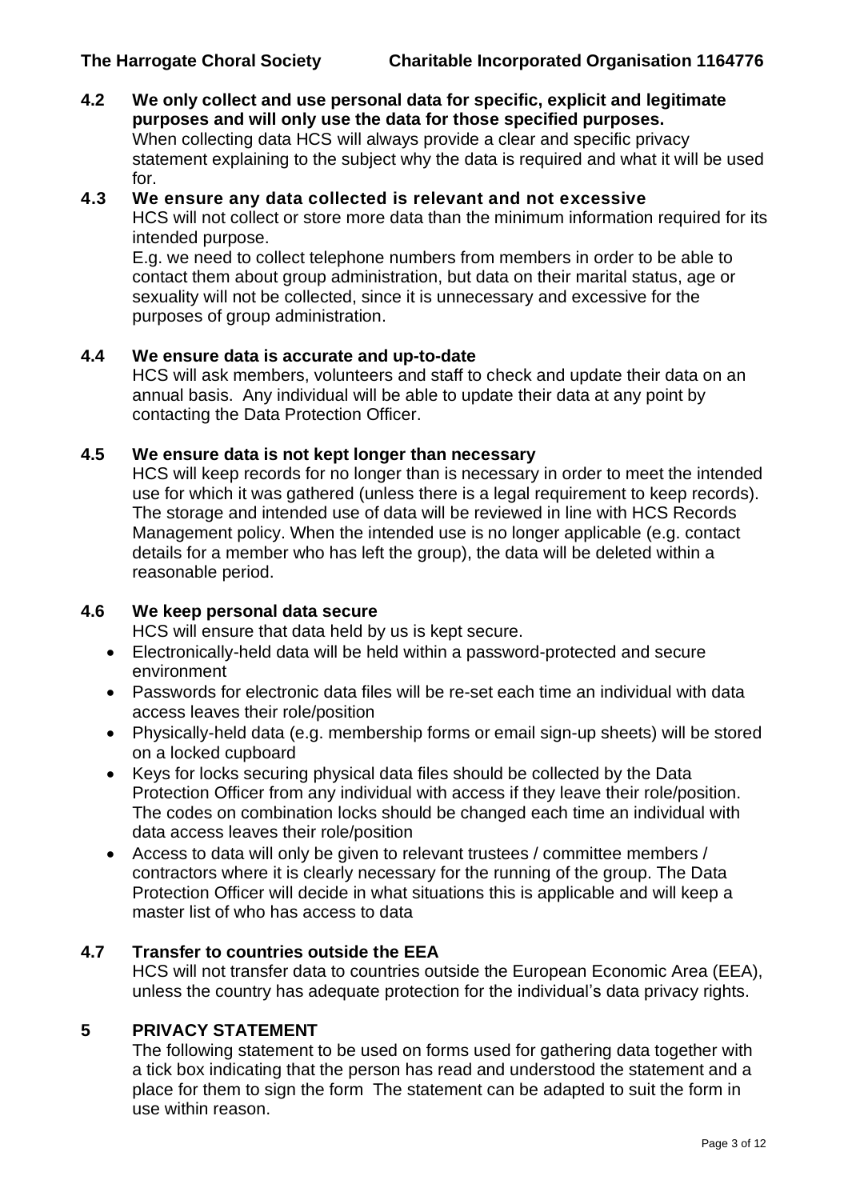**4.2 We only collect and use personal data for specific, explicit and legitimate purposes and will only use the data for those specified purposes.**

When collecting data HCS will always provide a clear and specific privacy statement explaining to the subject why the data is required and what it will be used for.

**4.3 We ensure any data collected is relevant and not excessive**

HCS will not collect or store more data than the minimum information required for its intended purpose.

E.g. we need to collect telephone numbers from members in order to be able to contact them about group administration, but data on their marital status, age or sexuality will not be collected, since it is unnecessary and excessive for the purposes of group administration.

**4.4 We ensure data is accurate and up-to-date**

HCS will ask members, volunteers and staff to check and update their data on an annual basis. Any individual will be able to update their data at any point by contacting the Data Protection Officer.

**4.5 We ensure data is not kept longer than necessary**

HCS will keep records for no longer than is necessary in order to meet the intended use for which it was gathered (unless there is a legal requirement to keep records). The storage and intended use of data will be reviewed in line with HCS Records Management policy. When the intended use is no longer applicable (e.g. contact details for a member who has left the group), the data will be deleted within a reasonable period.

**4.6 We keep personal data secure**

HCS will ensure that data held by us is kept secure.

- Electronically-held data will be held within a password-protected and secure environment
- Passwords for electronic data files will be re-set each time an individual with data access leaves their role/position
- Physically-held data (e.g. membership forms or email sign-up sheets) will be stored on a locked cupboard
- Keys for locks securing physical data files should be collected by the Data Protection Officer from any individual with access if they leave their role/position. The codes on combination locks should be changed each time an individual with data access leaves their role/position
- Access to data will only be given to relevant trustees / committee members / contractors where it is clearly necessary for the running of the group. The Data Protection Officer will decide in what situations this is applicable and will keep a master list of who has access to data

**4.7 Transfer to countries outside the EEA**

HCS will not transfer data to countries outside the European Economic Area (EEA), unless the country has adequate protection for the individual's data privacy rights.

## 5 PRIVACY STATEMENT

The following statement to be used on forms used for gathering data together with a tick box indicating that the person has read and understood the statement and a place for them to sign the form The statement can be adapted to suit the form in use within reason.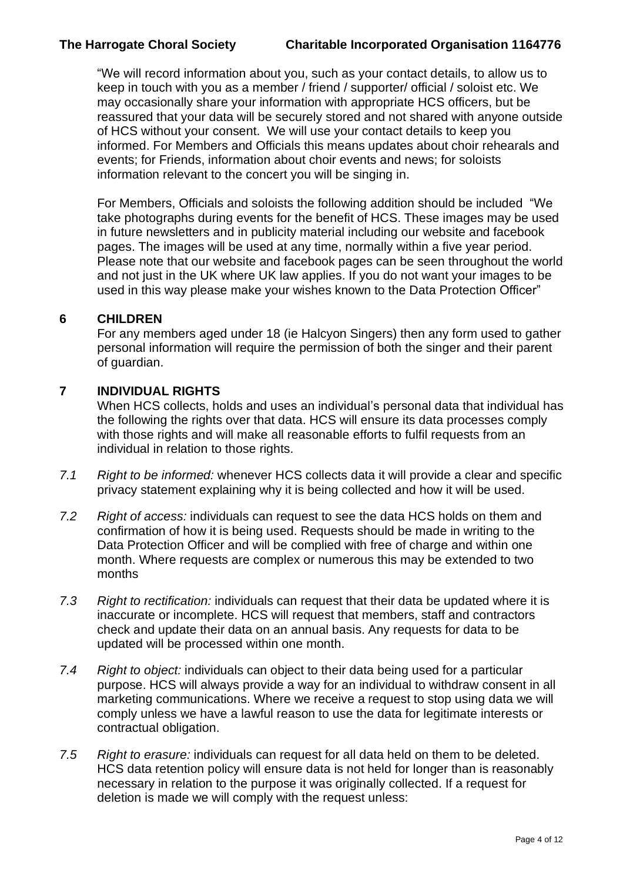"We will record information about you, such as your contact details, to allow us to keep in touch with you as a member / friend / supporter/ official / soloist etc. We may occasionally share your information with appropriate HCS officers, but be reassured that your data will be securely stored and not shared with anyone outside of HCS without your consent. We will use your contact details to keep you informed. For Members and Officials this means updates about choir rehearals and events; for Friends, information about choir events and news; for soloists information relevant to the concert you will be singing in.

For Members, Officials and soloists the following addition should be included "We take photographs during events for the benefit of HCS. These images may be used in future newsletters and in publicity material including our website and facebook pages. The images will be used at any time, normally within a five year period. Please note that our website and facebook pages can be seen throughout the world and not just in the UK where UK law applies. If you do not want your images to be used in this way please make your wishes known to the Data Protection Officer"

## 6 CHILDREN

For any members aged under 18 (ie Halcyon Singers) then any form used to gather personal information will require the permission of both the singer and their parent of guardian.

## 7 INDIVIDUAL RIGHTS

When HCS collects, holds and uses an individual's personal data that individual has the following the rights over that data. HCS will ensure its data processes comply with those rights and will make all reasonable efforts to fulfil requests from an individual in relation to those rights.

*7.1* *Right to be informed:* whenever HCS collects data it will provide a clear and specific privacy statement explaining why it is being collected and how it will be used.

*7.2* *Right of access:* individuals can request to see the data HCS holds on them and confirmation of how it is being used. Requests should be made in writing to the Data Protection Officer and will be complied with free of charge and within one month. Where requests are complex or numerous this may be extended to two months

*7.3* *Right to rectification:* individuals can request that their data be updated where it is inaccurate or incomplete. HCS will request that members, staff and contractors check and update their data on an annual basis. Any requests for data to be updated will be processed within one month.

*7.4* *Right to object:* individuals can object to their data being used for a particular purpose. HCS will always provide a way for an individual to withdraw consent in all marketing communications. Where we receive a request to stop using data we will comply unless we have a lawful reason to use the data for legitimate interests or contractual obligation.

*7.5* *Right to erasure:* individuals can request for all data held on them to be deleted. HCS data retention policy will ensure data is not held for longer than is reasonably necessary in relation to the purpose it was originally collected. If a request for deletion is made we will comply with the request unless: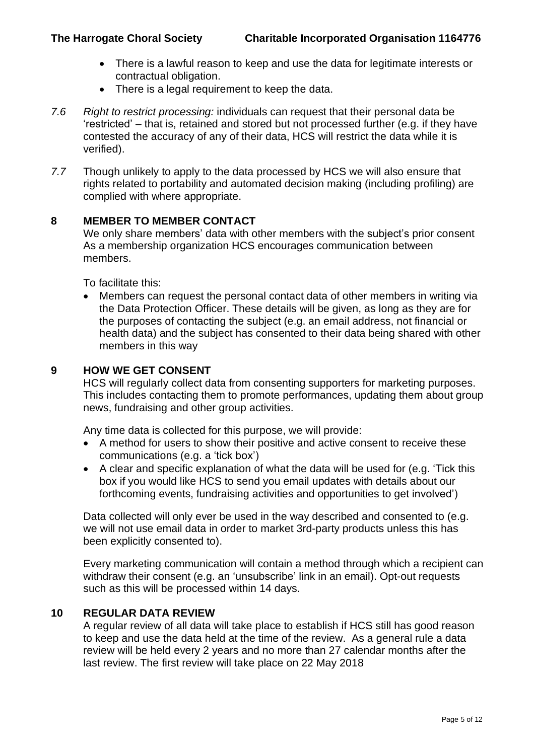- There is a lawful reason to keep and use the data for legitimate interests or contractual obligation.
- There is a legal requirement to keep the data.

*7.6* *Right to restrict processing:* individuals can request that their personal data be 'restricted' – that is, retained and stored but not processed further (e.g. if they have contested the accuracy of any of their data, HCS will restrict the data while it is verified).

*7.7* Though unlikely to apply to the data processed by HCS we will also ensure that rights related to portability and automated decision making (including profiling) are complied with where appropriate.

## 8 MEMBER TO MEMBER CONTACT

We only share members' data with other members with the subject's prior consent As a membership organization HCS encourages communication between members.

To facilitate this:

- Members can request the personal contact data of other members in writing via the Data Protection Officer. These details will be given, as long as they are for the purposes of contacting the subject (e.g. an email address, not financial or health data) and the subject has consented to their data being shared with other members in this way

## 9 HOW WE GET CONSENT

HCS will regularly collect data from consenting supporters for marketing purposes. This includes contacting them to promote performances, updating them about group news, fundraising and other group activities.

Any time data is collected for this purpose, we will provide:

- A method for users to show their positive and active consent to receive these communications (e.g. a 'tick box')
- A clear and specific explanation of what the data will be used for (e.g. 'Tick this box if you would like HCS to send you email updates with details about our forthcoming events, fundraising activities and opportunities to get involved')

Data collected will only ever be used in the way described and consented to (e.g. we will not use email data in order to market 3rd-party products unless this has been explicitly consented to).

Every marketing communication will contain a method through which a recipient can withdraw their consent (e.g. an 'unsubscribe' link in an email). Opt-out requests such as this will be processed within 14 days.

## 10 REGULAR DATA REVIEW

A regular review of all data will take place to establish if HCS still has good reason to keep and use the data held at the time of the review. As a general rule a data review will be held every 2 years and no more than 27 calendar months after the last review. The first review will take place on 22 May 2018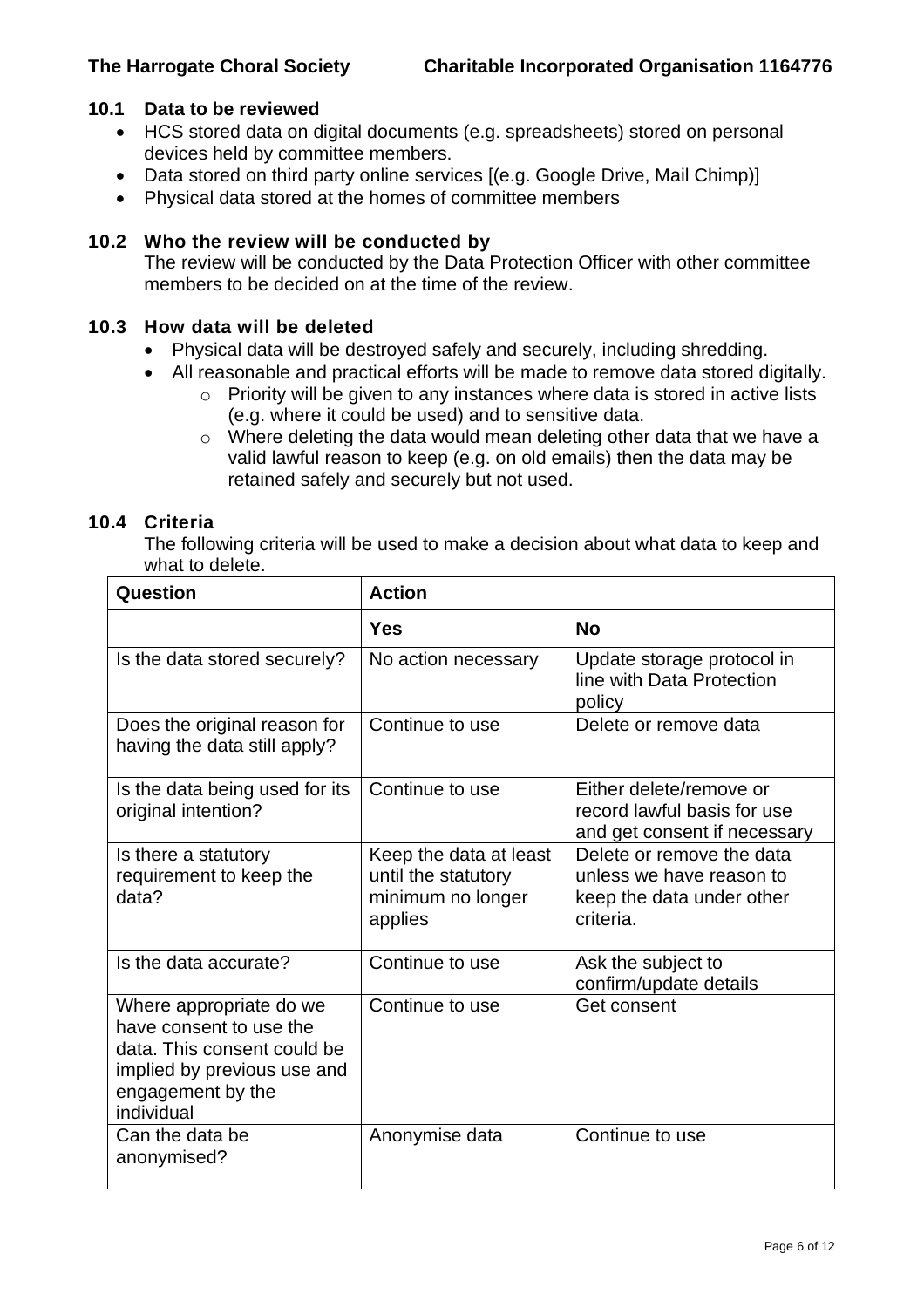### 10.1 Data to be reviewed

- HCS stored data on digital documents (e.g. spreadsheets) stored on personal devices held by committee members.
- Data stored on third party online services [(e.g. Google Drive, Mail Chimp)]
- Physical data stored at the homes of committee members

### 10.2 Who the review will be conducted by

The review will be conducted by the Data Protection Officer with other committee members to be decided on at the time of the review.

### 10.3 How data will be deleted

- Physical data will be destroyed safely and securely, including shredding.
- All reasonable and practical efforts will be made to remove data stored digitally.
  - Priority will be given to any instances where data is stored in active lists (e.g. where it could be used) and to sensitive data.
  - Where deleting the data would mean deleting other data that we have a valid lawful reason to keep (e.g. on old emails) then the data may be retained safely and securely but not used.

### 10.4 Criteria

The following criteria will be used to make a decision about what data to keep and what to delete.

| Question | Action | |
|---|---|---|
| | **Yes** | **No** |
| Is the data stored securely? | No action necessary | Update storage protocol in line with Data Protection policy |
| Does the original reason for having the data still apply? | Continue to use | Delete or remove data |
| Is the data being used for its original intention? | Continue to use | Either delete/remove or record lawful basis for use and get consent if necessary |
| Is there a statutory requirement to keep the data? | Keep the data at least until the statutory minimum no longer applies | Delete or remove the data unless we have reason to keep the data under other criteria. |
| Is the data accurate? | Continue to use | Ask the subject to confirm/update details |
| Where appropriate do we have consent to use the data. This consent could be implied by previous use and engagement by the individual | Continue to use | Get consent |
| Can the data be anonymised? | Anonymise data | Continue to use |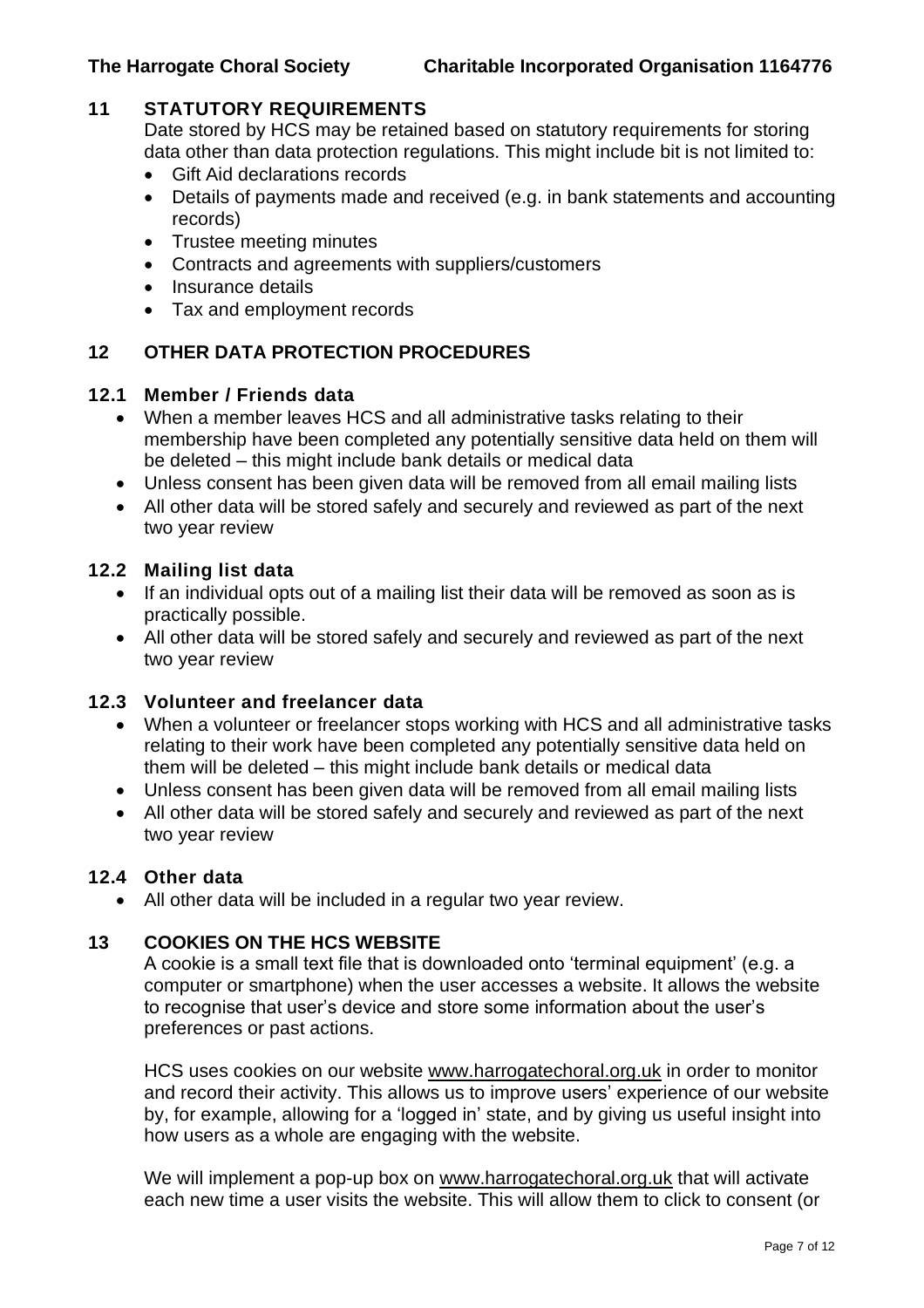## 11 STATUTORY REQUIREMENTS

Date stored by HCS may be retained based on statutory requirements for storing data other than data protection regulations. This might include bit is not limited to:

- Gift Aid declarations records
- Details of payments made and received (e.g. in bank statements and accounting records)
- Trustee meeting minutes
- Contracts and agreements with suppliers/customers
- Insurance details
- Tax and employment records

## 12 OTHER DATA PROTECTION PROCEDURES

### 12.1 Member / Friends data

- When a member leaves HCS and all administrative tasks relating to their membership have been completed any potentially sensitive data held on them will be deleted – this might include bank details or medical data
- Unless consent has been given data will be removed from all email mailing lists
- All other data will be stored safely and securely and reviewed as part of the next two year review

### 12.2 Mailing list data

- If an individual opts out of a mailing list their data will be removed as soon as is practically possible.
- All other data will be stored safely and securely and reviewed as part of the next two year review

### 12.3 Volunteer and freelancer data

- When a volunteer or freelancer stops working with HCS and all administrative tasks relating to their work have been completed any potentially sensitive data held on them will be deleted – this might include bank details or medical data
- Unless consent has been given data will be removed from all email mailing lists
- All other data will be stored safely and securely and reviewed as part of the next two year review

### 12.4 Other data

- All other data will be included in a regular two year review.

## 13 COOKIES ON THE HCS WEBSITE

A cookie is a small text file that is downloaded onto 'terminal equipment' (e.g. a computer or smartphone) when the user accesses a website. It allows the website to recognise that user's device and store some information about the user's preferences or past actions.

HCS uses cookies on our website www.harrogatechoral.org.uk in order to monitor and record their activity. This allows us to improve users' experience of our website by, for example, allowing for a 'logged in' state, and by giving us useful insight into how users as a whole are engaging with the website.

We will implement a pop-up box on www.harrogatechoral.org.uk that will activate each new time a user visits the website. This will allow them to click to consent (or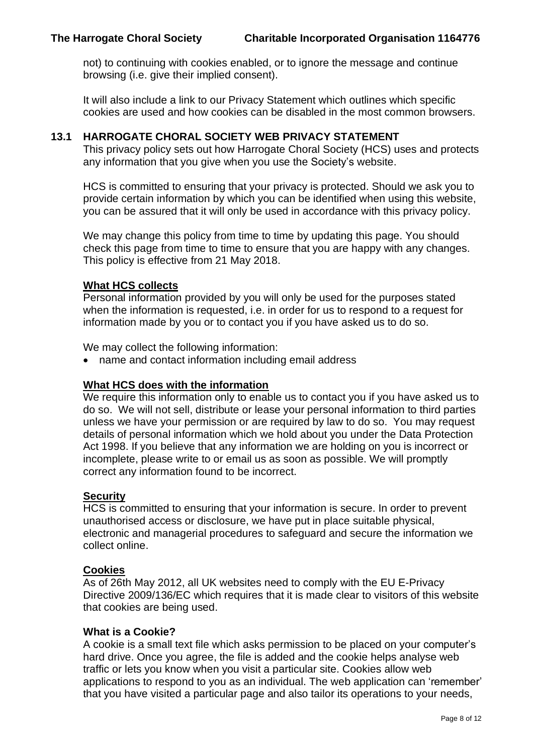not) to continuing with cookies enabled, or to ignore the message and continue browsing (i.e. give their implied consent).

It will also include a link to our Privacy Statement which outlines which specific cookies are used and how cookies can be disabled in the most common browsers.

## 13.1 HARROGATE CHORAL SOCIETY WEB PRIVACY STATEMENT

This privacy policy sets out how Harrogate Choral Society (HCS) uses and protects any information that you give when you use the Society's website.

HCS is committed to ensuring that your privacy is protected. Should we ask you to provide certain information by which you can be identified when using this website, you can be assured that it will only be used in accordance with this privacy policy.

We may change this policy from time to time by updating this page. You should check this page from time to time to ensure that you are happy with any changes. This policy is effective from 21 May 2018.

### What HCS collects

Personal information provided by you will only be used for the purposes stated when the information is requested, i.e. in order for us to respond to a request for information made by you or to contact you if you have asked us to do so.

We may collect the following information:

- name and contact information including email address

### What HCS does with the information

We require this information only to enable us to contact you if you have asked us to do so. We will not sell, distribute or lease your personal information to third parties unless we have your permission or are required by law to do so. You may request details of personal information which we hold about you under the Data Protection Act 1998. If you believe that any information we are holding on you is incorrect or incomplete, please write to or email us as soon as possible. We will promptly correct any information found to be incorrect.

### Security

HCS is committed to ensuring that your information is secure. In order to prevent unauthorised access or disclosure, we have put in place suitable physical, electronic and managerial procedures to safeguard and secure the information we collect online.

### Cookies

As of 26th May 2012, all UK websites need to comply with the EU E-Privacy Directive 2009/136/EC which requires that it is made clear to visitors of this website that cookies are being used.

**What is a Cookie?**

A cookie is a small text file which asks permission to be placed on your computer's hard drive. Once you agree, the file is added and the cookie helps analyse web traffic or lets you know when you visit a particular site. Cookies allow web applications to respond to you as an individual. The web application can 'remember' that you have visited a particular page and also tailor its operations to your needs,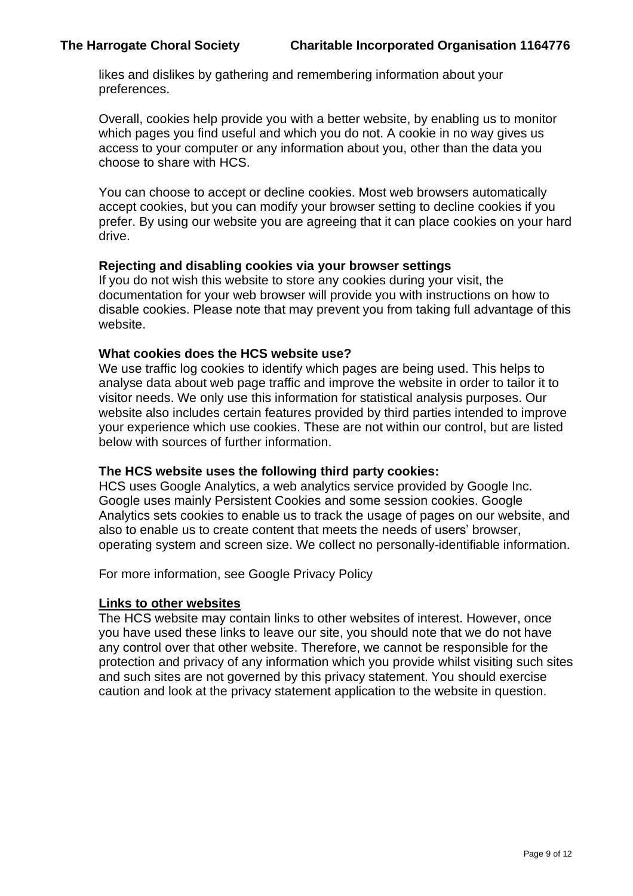likes and dislikes by gathering and remembering information about your preferences.

Overall, cookies help provide you with a better website, by enabling us to monitor which pages you find useful and which you do not. A cookie in no way gives us access to your computer or any information about you, other than the data you choose to share with HCS.

You can choose to accept or decline cookies. Most web browsers automatically accept cookies, but you can modify your browser setting to decline cookies if you prefer. By using our website you are agreeing that it can place cookies on your hard drive.

**Rejecting and disabling cookies via your browser settings**
If you do not wish this website to store any cookies during your visit, the documentation for your web browser will provide you with instructions on how to disable cookies. Please note that may prevent you from taking full advantage of this website.

**What cookies does the HCS website use?**
We use traffic log cookies to identify which pages are being used. This helps to analyse data about web page traffic and improve the website in order to tailor it to visitor needs. We only use this information for statistical analysis purposes. Our website also includes certain features provided by third parties intended to improve your experience which use cookies. These are not within our control, but are listed below with sources of further information.

**The HCS website uses the following third party cookies:**
HCS uses Google Analytics, a web analytics service provided by Google Inc. Google uses mainly Persistent Cookies and some session cookies. Google Analytics sets cookies to enable us to track the usage of pages on our website, and also to enable us to create content that meets the needs of users' browser, operating system and screen size. We collect no personally-identifiable information.

For more information, see Google Privacy Policy

**Links to other websites**
The HCS website may contain links to other websites of interest. However, once you have used these links to leave our site, you should note that we do not have any control over that other website. Therefore, we cannot be responsible for the protection and privacy of any information which you provide whilst visiting such sites and such sites are not governed by this privacy statement. You should exercise caution and look at the privacy statement application to the website in question.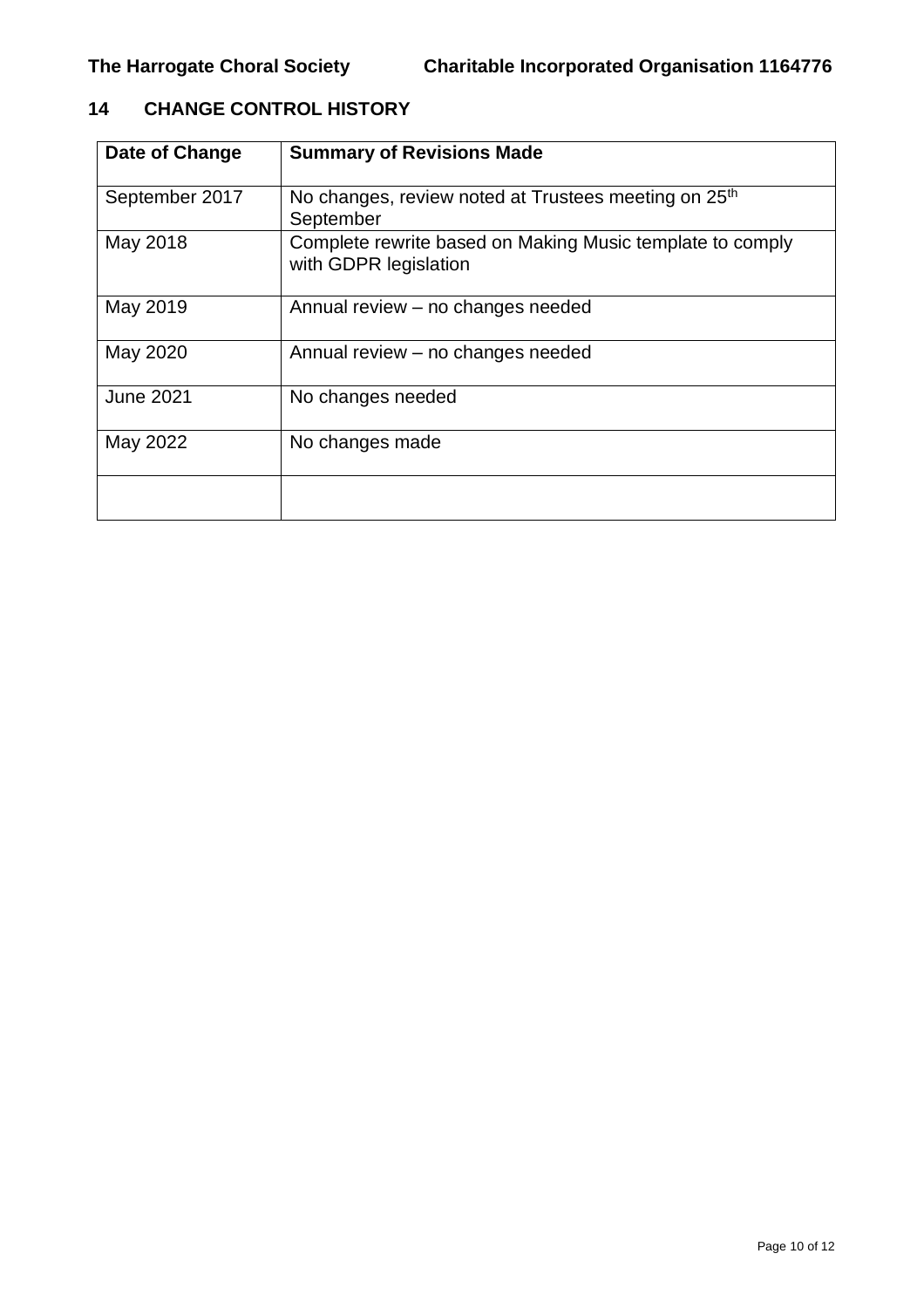## 14 CHANGE CONTROL HISTORY

| Date of Change | Summary of Revisions Made |
|---|---|
| September 2017 | No changes, review noted at Trustees meeting on 25th September |
| May 2018 | Complete rewrite based on Making Music template to comply with GDPR legislation |
| May 2019 | Annual review – no changes needed |
| May 2020 | Annual review – no changes needed |
| June 2021 | No changes needed |
| May 2022 | No changes made |
| | |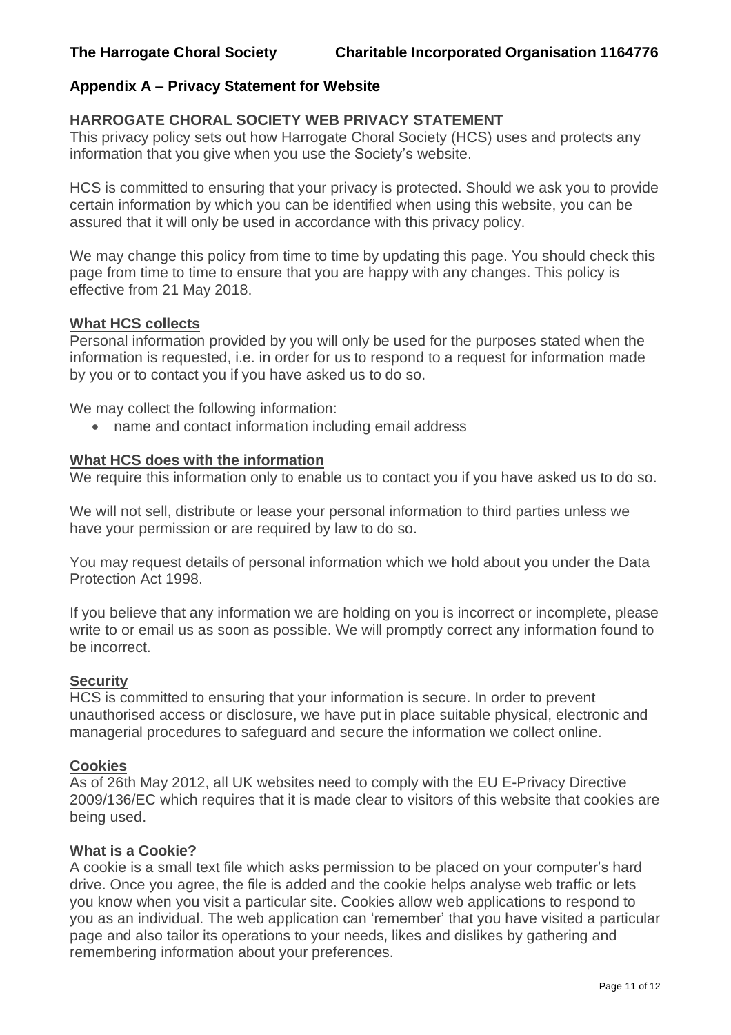## Appendix A – Privacy Statement for Website

### HARROGATE CHORAL SOCIETY WEB PRIVACY STATEMENT

This privacy policy sets out how Harrogate Choral Society (HCS) uses and protects any information that you give when you use the Society's website.

HCS is committed to ensuring that your privacy is protected. Should we ask you to provide certain information by which you can be identified when using this website, you can be assured that it will only be used in accordance with this privacy policy.

We may change this policy from time to time by updating this page. You should check this page from time to time to ensure that you are happy with any changes. This policy is effective from 21 May 2018.

#### What HCS collects

Personal information provided by you will only be used for the purposes stated when the information is requested, i.e. in order for us to respond to a request for information made by you or to contact you if you have asked us to do so.

We may collect the following information:

- name and contact information including email address

#### What HCS does with the information

We require this information only to enable us to contact you if you have asked us to do so.

We will not sell, distribute or lease your personal information to third parties unless we have your permission or are required by law to do so.

You may request details of personal information which we hold about you under the Data Protection Act 1998.

If you believe that any information we are holding on you is incorrect or incomplete, please write to or email us as soon as possible. We will promptly correct any information found to be incorrect.

#### Security

HCS is committed to ensuring that your information is secure. In order to prevent unauthorised access or disclosure, we have put in place suitable physical, electronic and managerial procedures to safeguard and secure the information we collect online.

#### Cookies

As of 26th May 2012, all UK websites need to comply with the EU E-Privacy Directive 2009/136/EC which requires that it is made clear to visitors of this website that cookies are being used.

#### What is a Cookie?

A cookie is a small text file which asks permission to be placed on your computer's hard drive. Once you agree, the file is added and the cookie helps analyse web traffic or lets you know when you visit a particular site. Cookies allow web applications to respond to you as an individual. The web application can 'remember' that you have visited a particular page and also tailor its operations to your needs, likes and dislikes by gathering and remembering information about your preferences.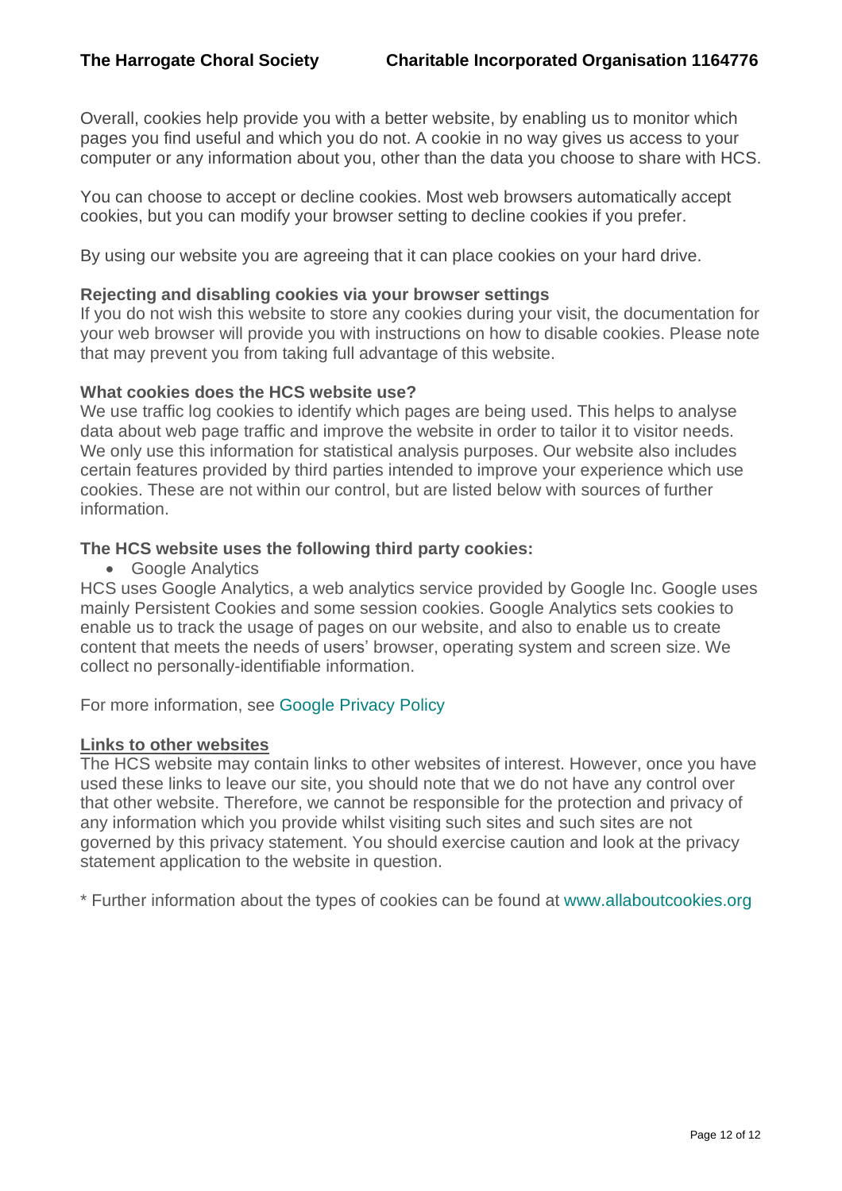Overall, cookies help provide you with a better website, by enabling us to monitor which pages you find useful and which you do not. A cookie in no way gives us access to your computer or any information about you, other than the data you choose to share with HCS.

You can choose to accept or decline cookies. Most web browsers automatically accept cookies, but you can modify your browser setting to decline cookies if you prefer.

By using our website you are agreeing that it can place cookies on your hard drive.

**Rejecting and disabling cookies via your browser settings**
If you do not wish this website to store any cookies during your visit, the documentation for your web browser will provide you with instructions on how to disable cookies. Please note that may prevent you from taking full advantage of this website.

**What cookies does the HCS website use?**
We use traffic log cookies to identify which pages are being used. This helps to analyse data about web page traffic and improve the website in order to tailor it to visitor needs. We only use this information for statistical analysis purposes. Our website also includes certain features provided by third parties intended to improve your experience which use cookies. These are not within our control, but are listed below with sources of further information.

**The HCS website uses the following third party cookies:**

- Google Analytics

HCS uses Google Analytics, a web analytics service provided by Google Inc. Google uses mainly Persistent Cookies and some session cookies. Google Analytics sets cookies to enable us to track the usage of pages on our website, and also to enable us to create content that meets the needs of users' browser, operating system and screen size. We collect no personally-identifiable information.

For more information, see Google Privacy Policy

**Links to other websites**
The HCS website may contain links to other websites of interest. However, once you have used these links to leave our site, you should note that we do not have any control over that other website. Therefore, we cannot be responsible for the protection and privacy of any information which you provide whilst visiting such sites and such sites are not governed by this privacy statement. You should exercise caution and look at the privacy statement application to the website in question.

* Further information about the types of cookies can be found at www.allaboutcookies.org